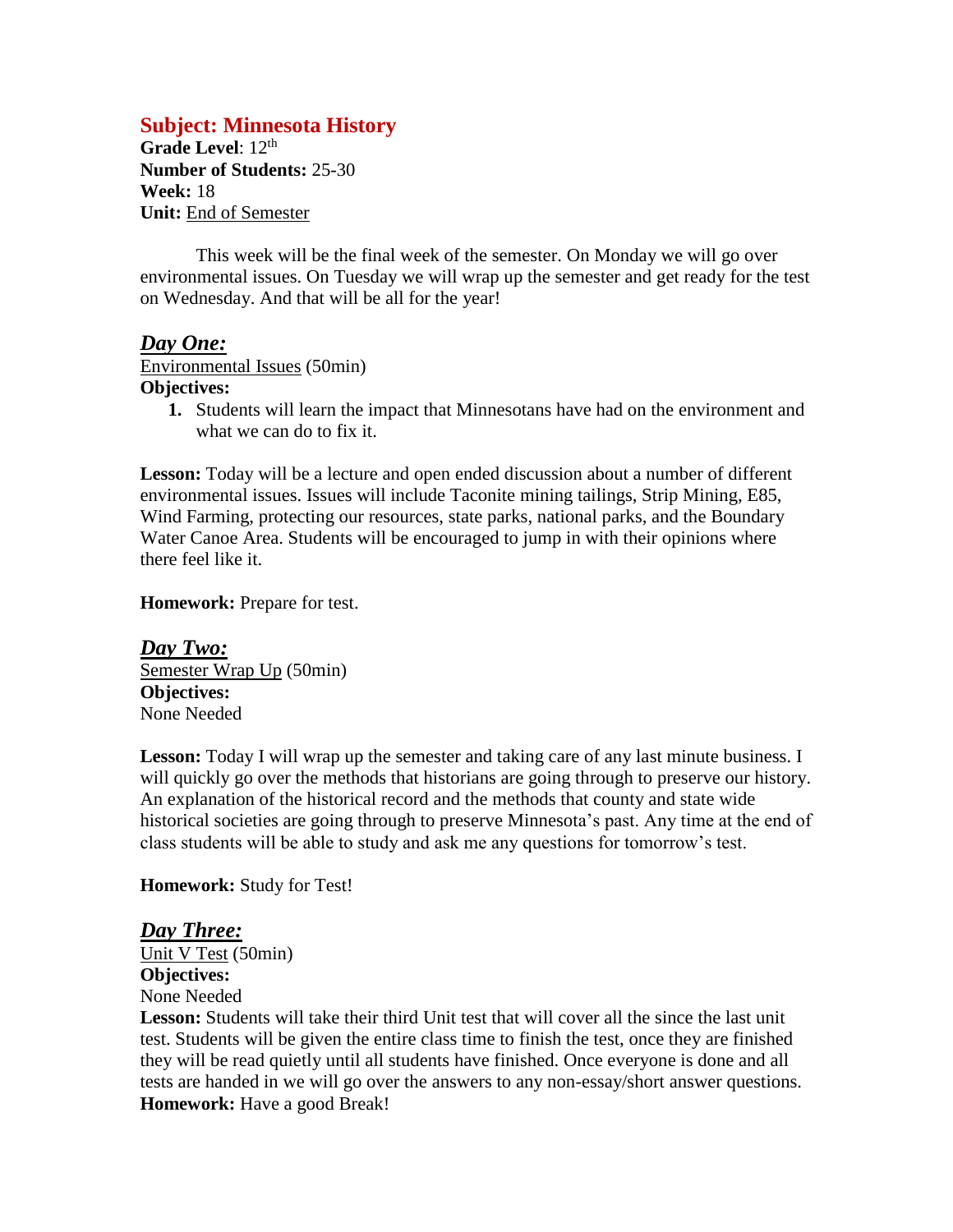## Subject: Minnesota History

**Grade Level**: 12th
**Number of Students:** 25-30
**Week:** 18
**Unit:** End of Semester

This week will be the final week of the semester. On Monday we will go over environmental issues. On Tuesday we will wrap up the semester and get ready for the test on Wednesday. And that will be all for the year!

### *Day One:*

Environmental Issues (50min)
**Objectives:**

1. Students will learn the impact that Minnesotans have had on the environment and what we can do to fix it.

**Lesson:** Today will be a lecture and open ended discussion about a number of different environmental issues. Issues will include Taconite mining tailings, Strip Mining, E85, Wind Farming, protecting our resources, state parks, national parks, and the Boundary Water Canoe Area. Students will be encouraged to jump in with their opinions where there feel like it.

**Homework:** Prepare for test.

### *Day Two:*

Semester Wrap Up (50min)
**Objectives:**
None Needed

**Lesson:** Today I will wrap up the semester and taking care of any last minute business. I will quickly go over the methods that historians are going through to preserve our history. An explanation of the historical record and the methods that county and state wide historical societies are going through to preserve Minnesota's past. Any time at the end of class students will be able to study and ask me any questions for tomorrow's test.

**Homework:** Study for Test!

### *Day Three:*

Unit V Test (50min)
**Objectives:**
None Needed
**Lesson:** Students will take their third Unit test that will cover all the since the last unit test. Students will be given the entire class time to finish the test, once they are finished they will be read quietly until all students have finished. Once everyone is done and all tests are handed in we will go over the answers to any non-essay/short answer questions.
**Homework:** Have a good Break!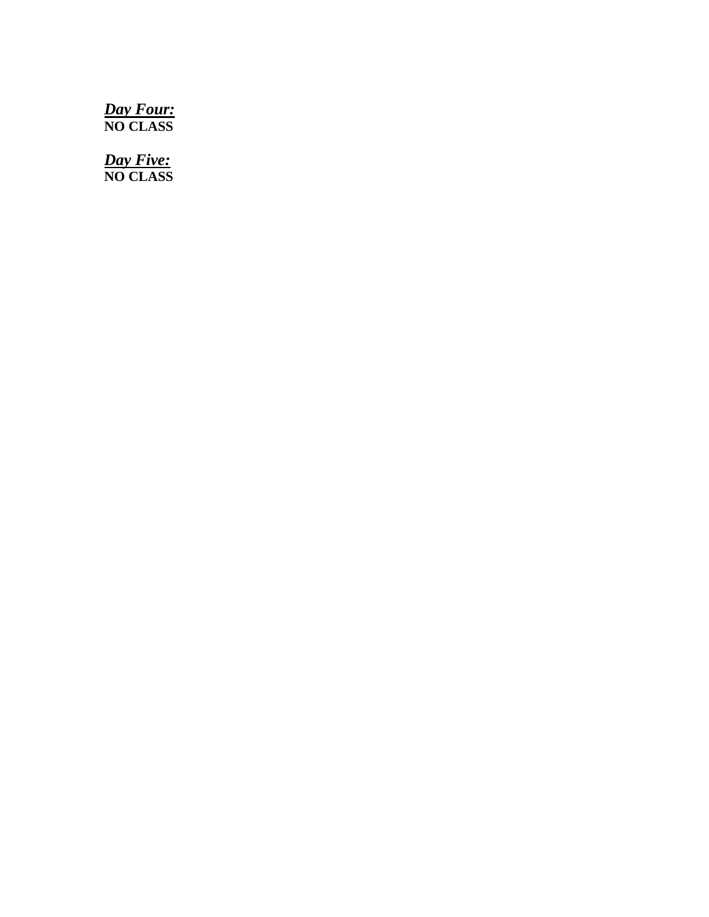***<u>Day Four:</u>***
**NO CLASS**

***<u>Day Five:</u>***
**NO CLASS**